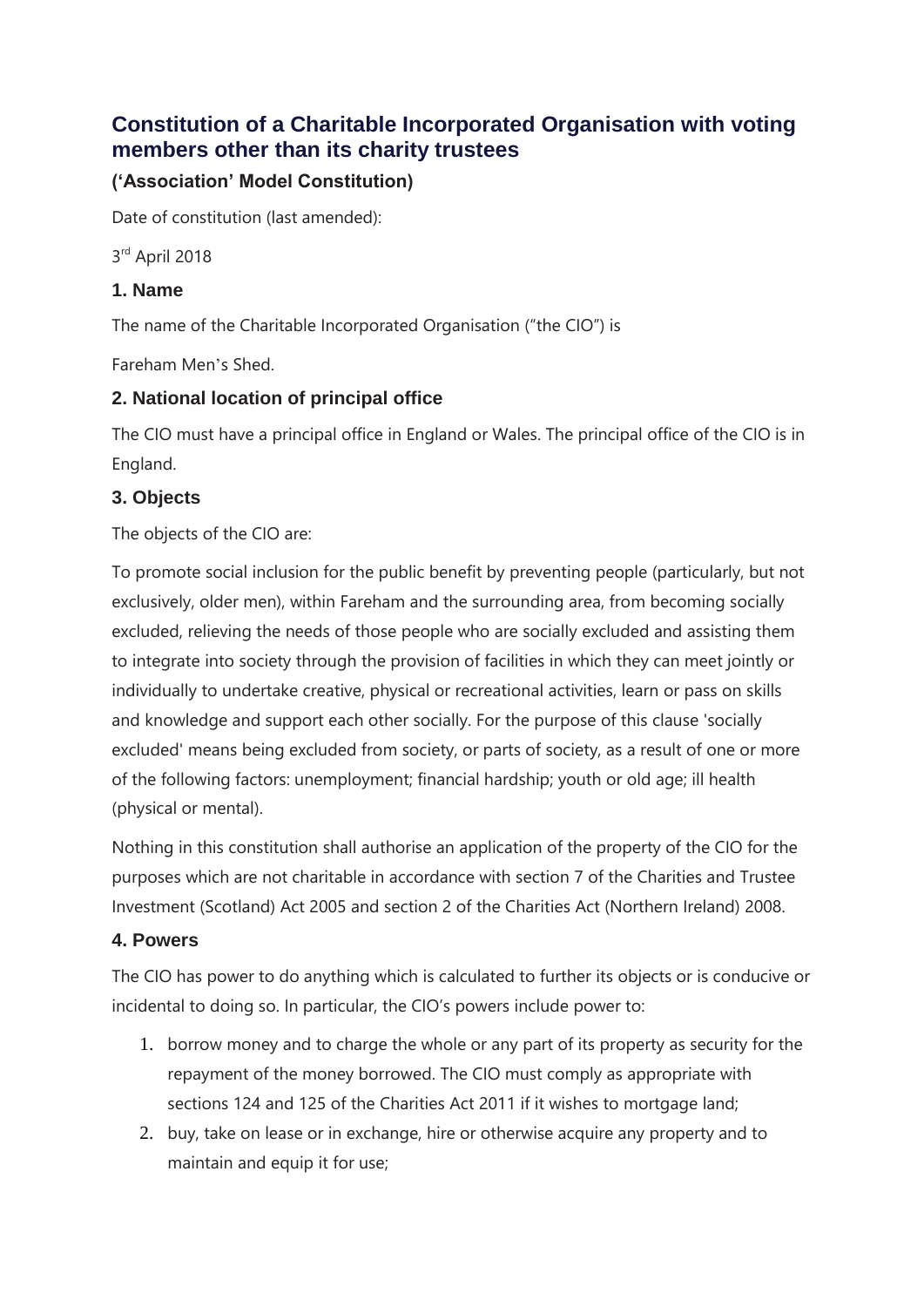# Constitution of a Charitable Incorporated Organisation with voting members other than its charity trustees

### ('Association' Model Constitution)

Date of constitution (last amended):

3rd April 2018

## 1. Name

The name of the Charitable Incorporated Organisation ("the CIO") is

Fareham Men's Shed.

## 2. National location of principal office

The CIO must have a principal office in England or Wales. The principal office of the CIO is in England.

## 3. Objects

The objects of the CIO are:

To promote social inclusion for the public benefit by preventing people (particularly, but not exclusively, older men), within Fareham and the surrounding area, from becoming socially excluded, relieving the needs of those people who are socially excluded and assisting them to integrate into society through the provision of facilities in which they can meet jointly or individually to undertake creative, physical or recreational activities, learn or pass on skills and knowledge and support each other socially. For the purpose of this clause 'socially excluded' means being excluded from society, or parts of society, as a result of one or more of the following factors: unemployment; financial hardship; youth or old age; ill health (physical or mental).

Nothing in this constitution shall authorise an application of the property of the CIO for the purposes which are not charitable in accordance with section 7 of the Charities and Trustee Investment (Scotland) Act 2005 and section 2 of the Charities Act (Northern Ireland) 2008.

## 4. Powers

The CIO has power to do anything which is calculated to further its objects or is conducive or incidental to doing so. In particular, the CIO's powers include power to:

1. borrow money and to charge the whole or any part of its property as security for the repayment of the money borrowed. The CIO must comply as appropriate with sections 124 and 125 of the Charities Act 2011 if it wishes to mortgage land;
2. buy, take on lease or in exchange, hire or otherwise acquire any property and to maintain and equip it for use;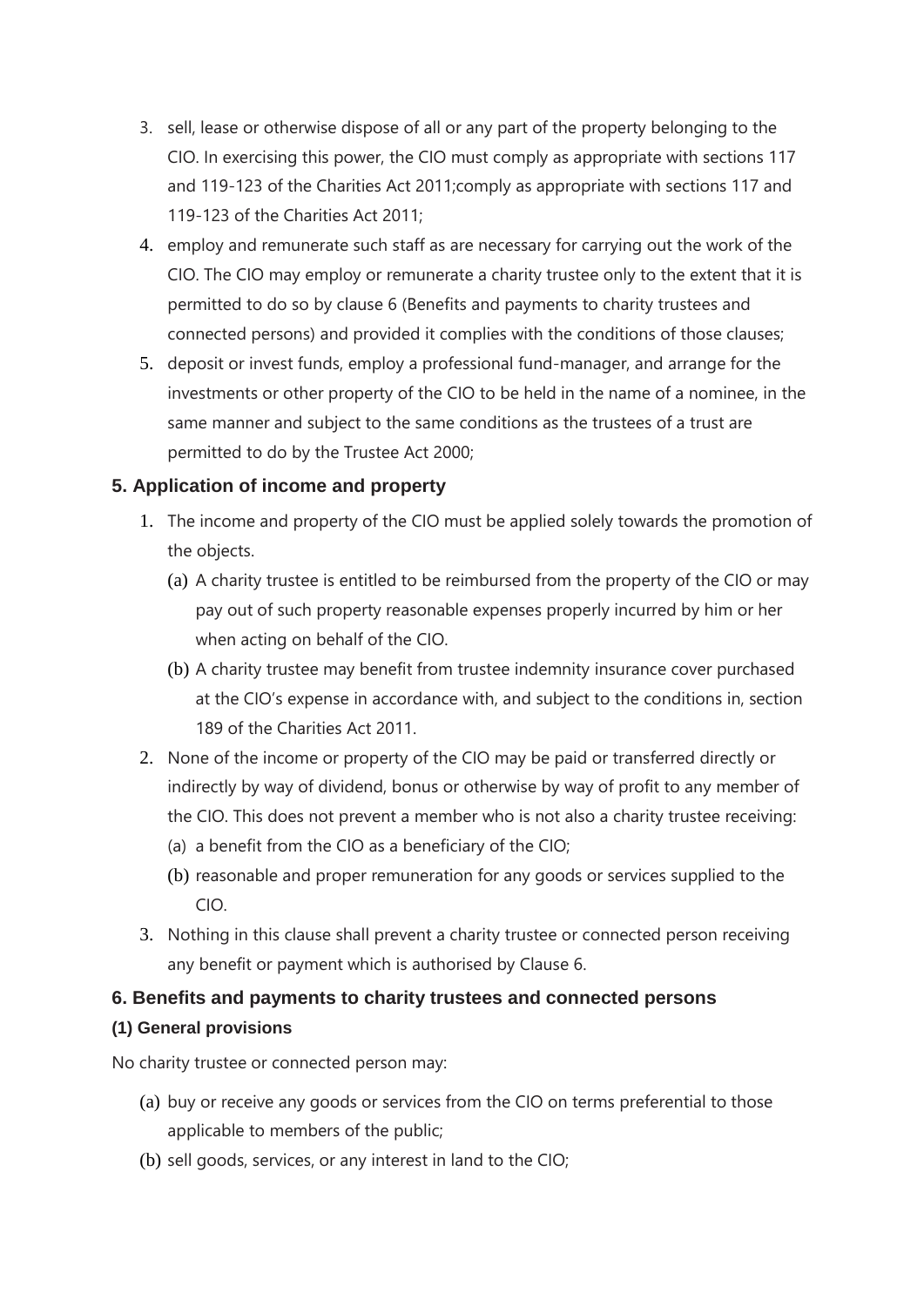3. sell, lease or otherwise dispose of all or any part of the property belonging to the CIO. In exercising this power, the CIO must comply as appropriate with sections 117 and 119-123 of the Charities Act 2011;comply as appropriate with sections 117 and 119-123 of the Charities Act 2011;
4. employ and remunerate such staff as are necessary for carrying out the work of the CIO. The CIO may employ or remunerate a charity trustee only to the extent that it is permitted to do so by clause 6 (Benefits and payments to charity trustees and connected persons) and provided it complies with the conditions of those clauses;
5. deposit or invest funds, employ a professional fund-manager, and arrange for the investments or other property of the CIO to be held in the name of a nominee, in the same manner and subject to the same conditions as the trustees of a trust are permitted to do by the Trustee Act 2000;

### 5. Application of income and property

1. The income and property of the CIO must be applied solely towards the promotion of the objects.
   (a) A charity trustee is entitled to be reimbursed from the property of the CIO or may pay out of such property reasonable expenses properly incurred by him or her when acting on behalf of the CIO.
   (b) A charity trustee may benefit from trustee indemnity insurance cover purchased at the CIO's expense in accordance with, and subject to the conditions in, section 189 of the Charities Act 2011.
2. None of the income or property of the CIO may be paid or transferred directly or indirectly by way of dividend, bonus or otherwise by way of profit to any member of the CIO. This does not prevent a member who is not also a charity trustee receiving:
   (a) a benefit from the CIO as a beneficiary of the CIO;
   (b) reasonable and proper remuneration for any goods or services supplied to the CIO.
3. Nothing in this clause shall prevent a charity trustee or connected person receiving any benefit or payment which is authorised by Clause 6.

### 6. Benefits and payments to charity trustees and connected persons

#### (1) General provisions

No charity trustee or connected person may:

(a) buy or receive any goods or services from the CIO on terms preferential to those applicable to members of the public;

(b) sell goods, services, or any interest in land to the CIO;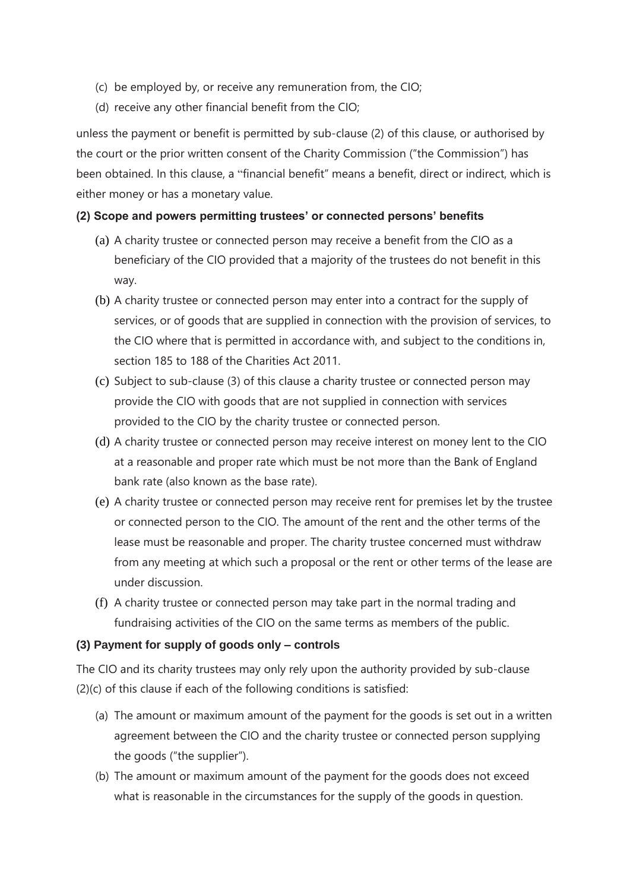(c) be employed by, or receive any remuneration from, the CIO;

(d) receive any other financial benefit from the CIO;

unless the payment or benefit is permitted by sub-clause (2) of this clause, or authorised by the court or the prior written consent of the Charity Commission ("the Commission") has been obtained. In this clause, a "financial benefit" means a benefit, direct or indirect, which is either money or has a monetary value.

**(2) Scope and powers permitting trustees' or connected persons' benefits**

(a) A charity trustee or connected person may receive a benefit from the CIO as a beneficiary of the CIO provided that a majority of the trustees do not benefit in this way.

(b) A charity trustee or connected person may enter into a contract for the supply of services, or of goods that are supplied in connection with the provision of services, to the CIO where that is permitted in accordance with, and subject to the conditions in, section 185 to 188 of the Charities Act 2011.

(c) Subject to sub-clause (3) of this clause a charity trustee or connected person may provide the CIO with goods that are not supplied in connection with services provided to the CIO by the charity trustee or connected person.

(d) A charity trustee or connected person may receive interest on money lent to the CIO at a reasonable and proper rate which must be not more than the Bank of England bank rate (also known as the base rate).

(e) A charity trustee or connected person may receive rent for premises let by the trustee or connected person to the CIO. The amount of the rent and the other terms of the lease must be reasonable and proper. The charity trustee concerned must withdraw from any meeting at which such a proposal or the rent or other terms of the lease are under discussion.

(f) A charity trustee or connected person may take part in the normal trading and fundraising activities of the CIO on the same terms as members of the public.

**(3) Payment for supply of goods only – controls**

The CIO and its charity trustees may only rely upon the authority provided by sub-clause (2)(c) of this clause if each of the following conditions is satisfied:

(a) The amount or maximum amount of the payment for the goods is set out in a written agreement between the CIO and the charity trustee or connected person supplying the goods ("the supplier").

(b) The amount or maximum amount of the payment for the goods does not exceed what is reasonable in the circumstances for the supply of the goods in question.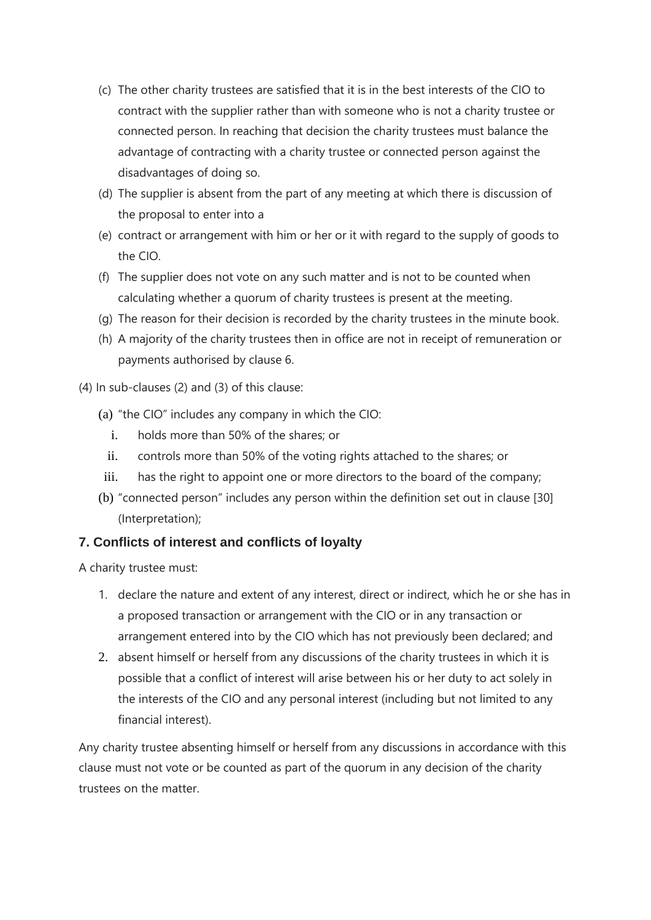(c) The other charity trustees are satisfied that it is in the best interests of the CIO to contract with the supplier rather than with someone who is not a charity trustee or connected person. In reaching that decision the charity trustees must balance the advantage of contracting with a charity trustee or connected person against the disadvantages of doing so.

(d) The supplier is absent from the part of any meeting at which there is discussion of the proposal to enter into a

(e) contract or arrangement with him or her or it with regard to the supply of goods to the CIO.

(f) The supplier does not vote on any such matter and is not to be counted when calculating whether a quorum of charity trustees is present at the meeting.

(g) The reason for their decision is recorded by the charity trustees in the minute book.

(h) A majority of the charity trustees then in office are not in receipt of remuneration or payments authorised by clause 6.

(4) In sub-clauses (2) and (3) of this clause:

(a) "the CIO" includes any company in which the CIO:

i. holds more than 50% of the shares; or

ii. controls more than 50% of the voting rights attached to the shares; or

iii. has the right to appoint one or more directors to the board of the company;

(b) "connected person" includes any person within the definition set out in clause [30] (Interpretation);

### 7. Conflicts of interest and conflicts of loyalty

A charity trustee must:

1. declare the nature and extent of any interest, direct or indirect, which he or she has in a proposed transaction or arrangement with the CIO or in any transaction or arrangement entered into by the CIO which has not previously been declared; and
2. absent himself or herself from any discussions of the charity trustees in which it is possible that a conflict of interest will arise between his or her duty to act solely in the interests of the CIO and any personal interest (including but not limited to any financial interest).

Any charity trustee absenting himself or herself from any discussions in accordance with this clause must not vote or be counted as part of the quorum in any decision of the charity trustees on the matter.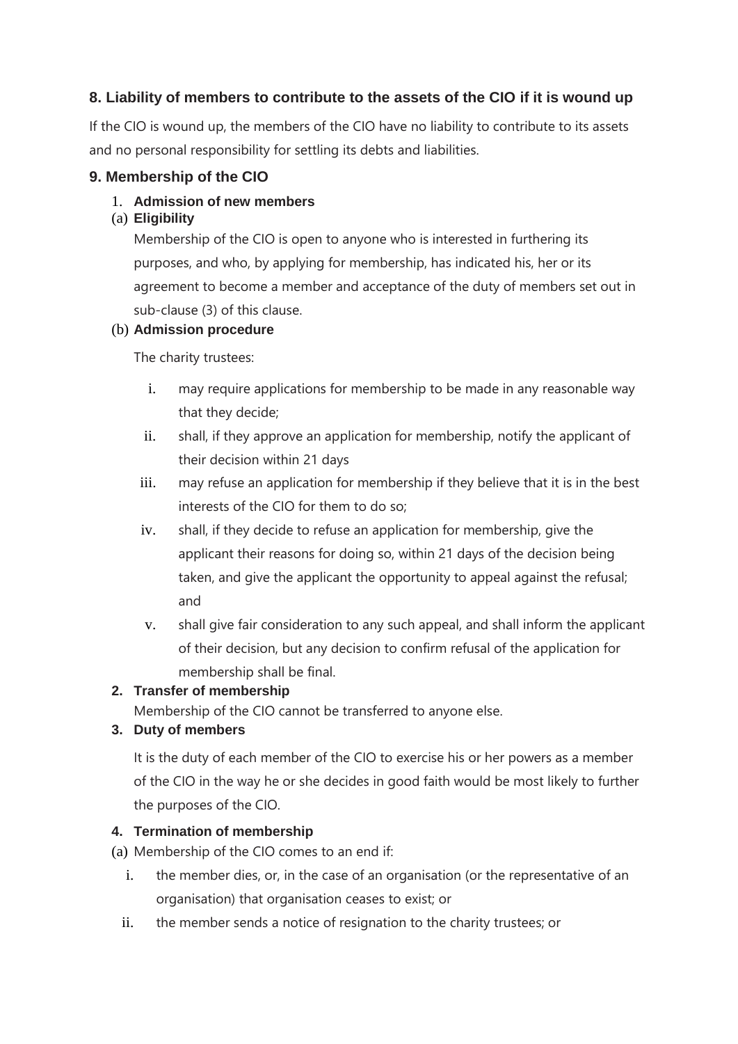## 8. Liability of members to contribute to the assets of the CIO if it is wound up

If the CIO is wound up, the members of the CIO have no liability to contribute to its assets and no personal responsibility for settling its debts and liabilities.

## 9. Membership of the CIO

1. **Admission of new members**

(a) **Eligibility**

Membership of the CIO is open to anyone who is interested in furthering its purposes, and who, by applying for membership, has indicated his, her or its agreement to become a member and acceptance of the duty of members set out in sub-clause (3) of this clause.

(b) **Admission procedure**

The charity trustees:

i. may require applications for membership to be made in any reasonable way that they decide;

ii. shall, if they approve an application for membership, notify the applicant of their decision within 21 days

iii. may refuse an application for membership if they believe that it is in the best interests of the CIO for them to do so;

iv. shall, if they decide to refuse an application for membership, give the applicant their reasons for doing so, within 21 days of the decision being taken, and give the applicant the opportunity to appeal against the refusal; and

v. shall give fair consideration to any such appeal, and shall inform the applicant of their decision, but any decision to confirm refusal of the application for membership shall be final.

2. **Transfer of membership**

Membership of the CIO cannot be transferred to anyone else.

3. **Duty of members**

It is the duty of each member of the CIO to exercise his or her powers as a member of the CIO in the way he or she decides in good faith would be most likely to further the purposes of the CIO.

4. **Termination of membership**

(a) Membership of the CIO comes to an end if:

i. the member dies, or, in the case of an organisation (or the representative of an organisation) that organisation ceases to exist; or

ii. the member sends a notice of resignation to the charity trustees; or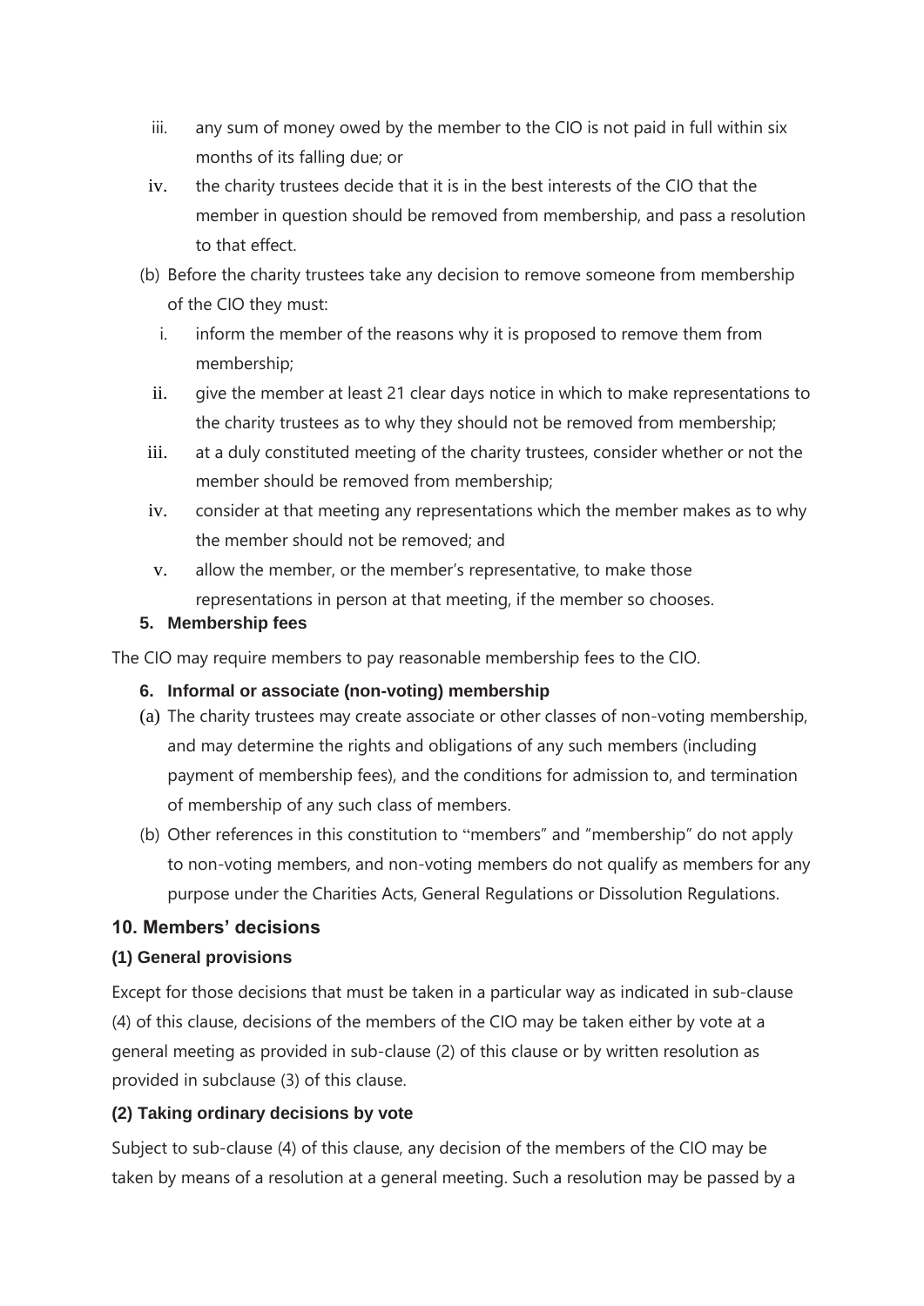iii. any sum of money owed by the member to the CIO is not paid in full within six months of its falling due; or

iv. the charity trustees decide that it is in the best interests of the CIO that the member in question should be removed from membership, and pass a resolution to that effect.

(b) Before the charity trustees take any decision to remove someone from membership of the CIO they must:

i. inform the member of the reasons why it is proposed to remove them from membership;

ii. give the member at least 21 clear days notice in which to make representations to the charity trustees as to why they should not be removed from membership;

iii. at a duly constituted meeting of the charity trustees, consider whether or not the member should be removed from membership;

iv. consider at that meeting any representations which the member makes as to why the member should not be removed; and

v. allow the member, or the member's representative, to make those representations in person at that meeting, if the member so chooses.

#### 5. Membership fees

The CIO may require members to pay reasonable membership fees to the CIO.

#### 6. Informal or associate (non-voting) membership

(a) The charity trustees may create associate or other classes of non-voting membership, and may determine the rights and obligations of any such members (including payment of membership fees), and the conditions for admission to, and termination of membership of any such class of members.

(b) Other references in this constitution to "members" and "membership" do not apply to non-voting members, and non-voting members do not qualify as members for any purpose under the Charities Acts, General Regulations or Dissolution Regulations.

## 10. Members' decisions

### (1) General provisions

Except for those decisions that must be taken in a particular way as indicated in sub-clause (4) of this clause, decisions of the members of the CIO may be taken either by vote at a general meeting as provided in sub-clause (2) of this clause or by written resolution as provided in subclause (3) of this clause.

### (2) Taking ordinary decisions by vote

Subject to sub-clause (4) of this clause, any decision of the members of the CIO may be taken by means of a resolution at a general meeting. Such a resolution may be passed by a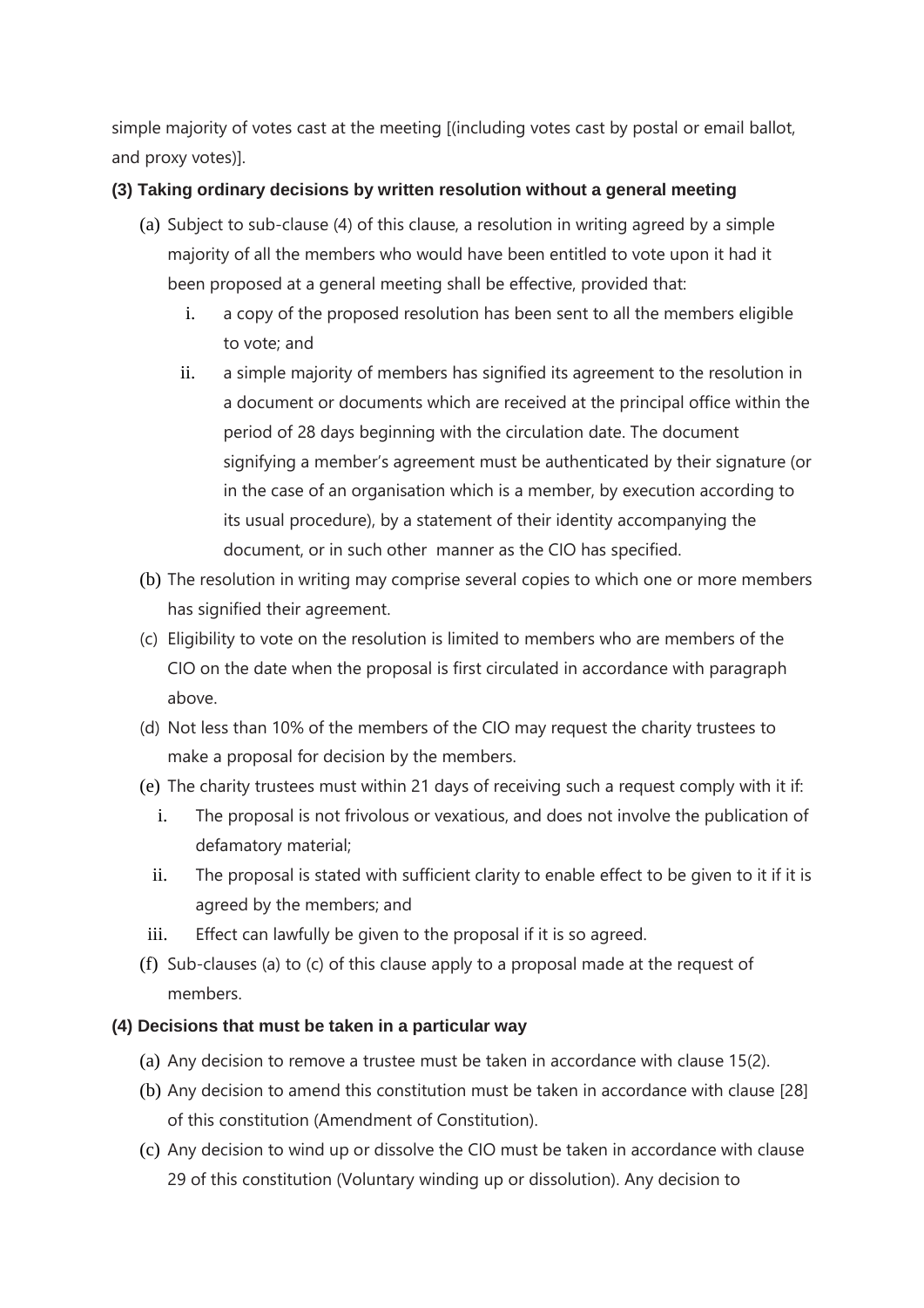simple majority of votes cast at the meeting [(including votes cast by postal or email ballot, and proxy votes)].

**(3) Taking ordinary decisions by written resolution without a general meeting**

(a) Subject to sub-clause (4) of this clause, a resolution in writing agreed by a simple majority of all the members who would have been entitled to vote upon it had it been proposed at a general meeting shall be effective, provided that:

  i. a copy of the proposed resolution has been sent to all the members eligible to vote; and

  ii. a simple majority of members has signified its agreement to the resolution in a document or documents which are received at the principal office within the period of 28 days beginning with the circulation date. The document signifying a member's agreement must be authenticated by their signature (or in the case of an organisation which is a member, by execution according to its usual procedure), by a statement of their identity accompanying the document, or in such other manner as the CIO has specified.

(b) The resolution in writing may comprise several copies to which one or more members has signified their agreement.

(c) Eligibility to vote on the resolution is limited to members who are members of the CIO on the date when the proposal is first circulated in accordance with paragraph above.

(d) Not less than 10% of the members of the CIO may request the charity trustees to make a proposal for decision by the members.

(e) The charity trustees must within 21 days of receiving such a request comply with it if:

  i. The proposal is not frivolous or vexatious, and does not involve the publication of defamatory material;

  ii. The proposal is stated with sufficient clarity to enable effect to be given to it if it is agreed by the members; and

  iii. Effect can lawfully be given to the proposal if it is so agreed.

(f) Sub-clauses (a) to (c) of this clause apply to a proposal made at the request of members.

**(4) Decisions that must be taken in a particular way**

(a) Any decision to remove a trustee must be taken in accordance with clause 15(2).

(b) Any decision to amend this constitution must be taken in accordance with clause [28] of this constitution (Amendment of Constitution).

(c) Any decision to wind up or dissolve the CIO must be taken in accordance with clause 29 of this constitution (Voluntary winding up or dissolution). Any decision to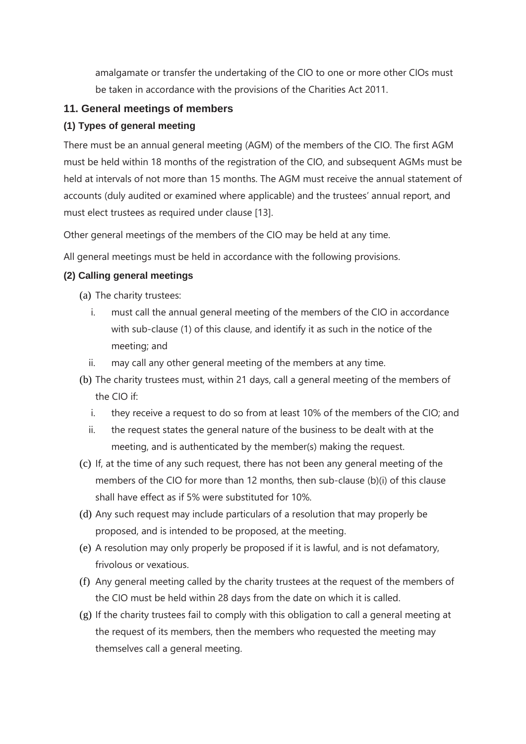amalgamate or transfer the undertaking of the CIO to one or more other CIOs must be taken in accordance with the provisions of the Charities Act 2011.

## 11. General meetings of members

### (1) Types of general meeting

There must be an annual general meeting (AGM) of the members of the CIO. The first AGM must be held within 18 months of the registration of the CIO, and subsequent AGMs must be held at intervals of not more than 15 months. The AGM must receive the annual statement of accounts (duly audited or examined where applicable) and the trustees' annual report, and must elect trustees as required under clause [13].

Other general meetings of the members of the CIO may be held at any time.

All general meetings must be held in accordance with the following provisions.

### (2) Calling general meetings

(a) The charity trustees:

  i. must call the annual general meeting of the members of the CIO in accordance with sub-clause (1) of this clause, and identify it as such in the notice of the meeting; and

  ii. may call any other general meeting of the members at any time.

(b) The charity trustees must, within 21 days, call a general meeting of the members of the CIO if:

  i. they receive a request to do so from at least 10% of the members of the CIO; and

  ii. the request states the general nature of the business to be dealt with at the meeting, and is authenticated by the member(s) making the request.

(c) If, at the time of any such request, there has not been any general meeting of the members of the CIO for more than 12 months, then sub-clause (b)(i) of this clause shall have effect as if 5% were substituted for 10%.

(d) Any such request may include particulars of a resolution that may properly be proposed, and is intended to be proposed, at the meeting.

(e) A resolution may only properly be proposed if it is lawful, and is not defamatory, frivolous or vexatious.

(f) Any general meeting called by the charity trustees at the request of the members of the CIO must be held within 28 days from the date on which it is called.

(g) If the charity trustees fail to comply with this obligation to call a general meeting at the request of its members, then the members who requested the meeting may themselves call a general meeting.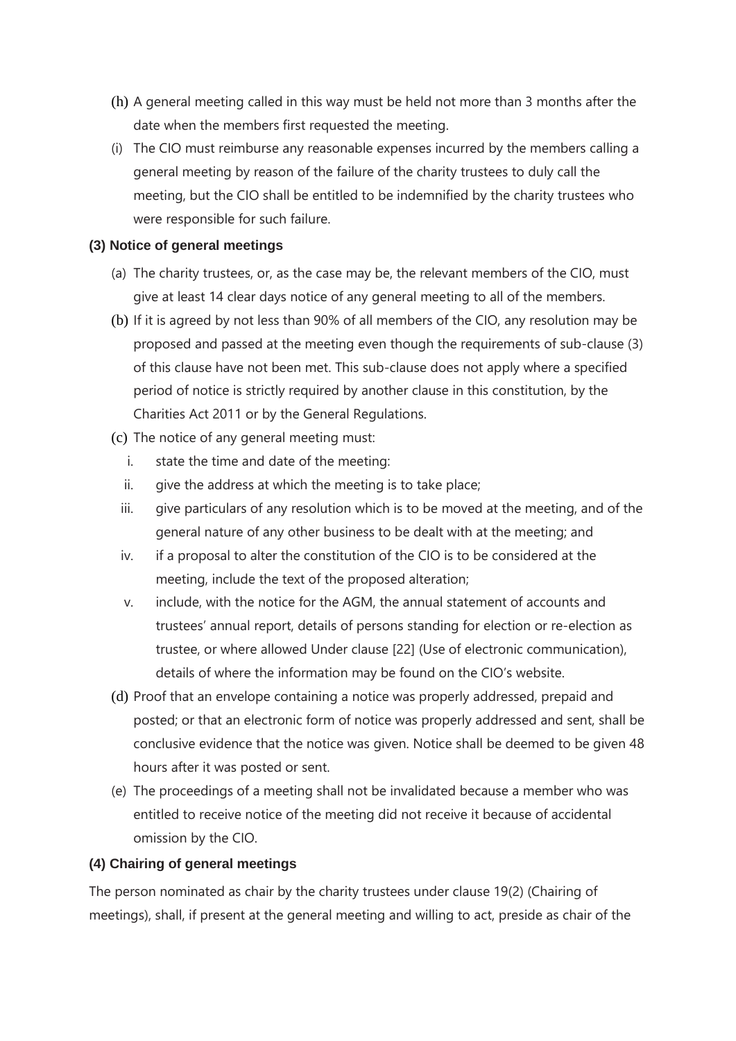(h) A general meeting called in this way must be held not more than 3 months after the date when the members first requested the meeting.

(i) The CIO must reimburse any reasonable expenses incurred by the members calling a general meeting by reason of the failure of the charity trustees to duly call the meeting, but the CIO shall be entitled to be indemnified by the charity trustees who were responsible for such failure.

#### (3) Notice of general meetings

(a) The charity trustees, or, as the case may be, the relevant members of the CIO, must give at least 14 clear days notice of any general meeting to all of the members.

(b) If it is agreed by not less than 90% of all members of the CIO, any resolution may be proposed and passed at the meeting even though the requirements of sub-clause (3) of this clause have not been met. This sub-clause does not apply where a specified period of notice is strictly required by another clause in this constitution, by the Charities Act 2011 or by the General Regulations.

(c) The notice of any general meeting must:

   i. state the time and date of the meeting:

   ii. give the address at which the meeting is to take place;

   iii. give particulars of any resolution which is to be moved at the meeting, and of the general nature of any other business to be dealt with at the meeting; and

   iv. if a proposal to alter the constitution of the CIO is to be considered at the meeting, include the text of the proposed alteration;

   v. include, with the notice for the AGM, the annual statement of accounts and trustees' annual report, details of persons standing for election or re-election as trustee, or where allowed Under clause [22] (Use of electronic communication), details of where the information may be found on the CIO's website.

(d) Proof that an envelope containing a notice was properly addressed, prepaid and posted; or that an electronic form of notice was properly addressed and sent, shall be conclusive evidence that the notice was given. Notice shall be deemed to be given 48 hours after it was posted or sent.

(e) The proceedings of a meeting shall not be invalidated because a member who was entitled to receive notice of the meeting did not receive it because of accidental omission by the CIO.

#### (4) Chairing of general meetings

The person nominated as chair by the charity trustees under clause 19(2) (Chairing of meetings), shall, if present at the general meeting and willing to act, preside as chair of the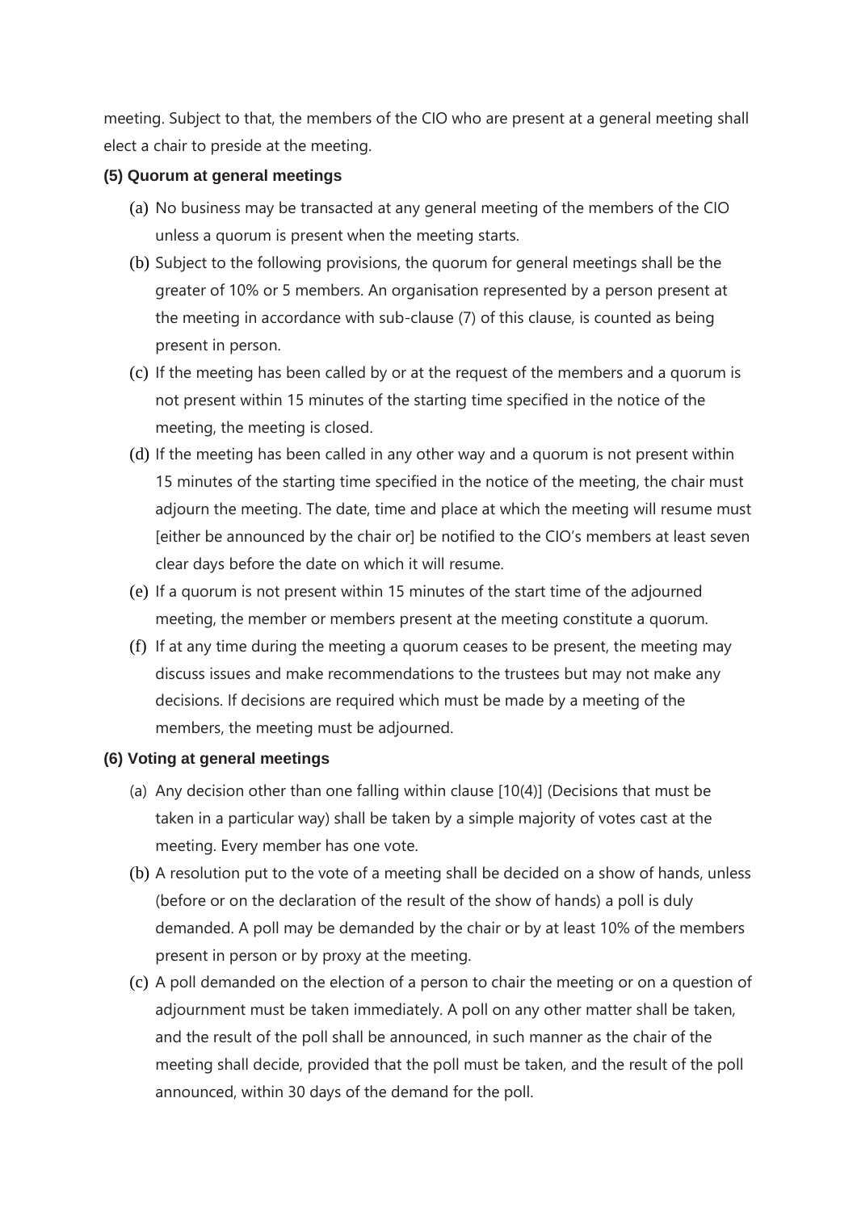meeting. Subject to that, the members of the CIO who are present at a general meeting shall elect a chair to preside at the meeting.

**(5) Quorum at general meetings**

(a) No business may be transacted at any general meeting of the members of the CIO unless a quorum is present when the meeting starts.

(b) Subject to the following provisions, the quorum for general meetings shall be the greater of 10% or 5 members. An organisation represented by a person present at the meeting in accordance with sub-clause (7) of this clause, is counted as being present in person.

(c) If the meeting has been called by or at the request of the members and a quorum is not present within 15 minutes of the starting time specified in the notice of the meeting, the meeting is closed.

(d) If the meeting has been called in any other way and a quorum is not present within 15 minutes of the starting time specified in the notice of the meeting, the chair must adjourn the meeting. The date, time and place at which the meeting will resume must [either be announced by the chair or] be notified to the CIO's members at least seven clear days before the date on which it will resume.

(e) If a quorum is not present within 15 minutes of the start time of the adjourned meeting, the member or members present at the meeting constitute a quorum.

(f) If at any time during the meeting a quorum ceases to be present, the meeting may discuss issues and make recommendations to the trustees but may not make any decisions. If decisions are required which must be made by a meeting of the members, the meeting must be adjourned.

**(6) Voting at general meetings**

(a) Any decision other than one falling within clause [10(4)] (Decisions that must be taken in a particular way) shall be taken by a simple majority of votes cast at the meeting. Every member has one vote.

(b) A resolution put to the vote of a meeting shall be decided on a show of hands, unless (before or on the declaration of the result of the show of hands) a poll is duly demanded. A poll may be demanded by the chair or by at least 10% of the members present in person or by proxy at the meeting.

(c) A poll demanded on the election of a person to chair the meeting or on a question of adjournment must be taken immediately. A poll on any other matter shall be taken, and the result of the poll shall be announced, in such manner as the chair of the meeting shall decide, provided that the poll must be taken, and the result of the poll announced, within 30 days of the demand for the poll.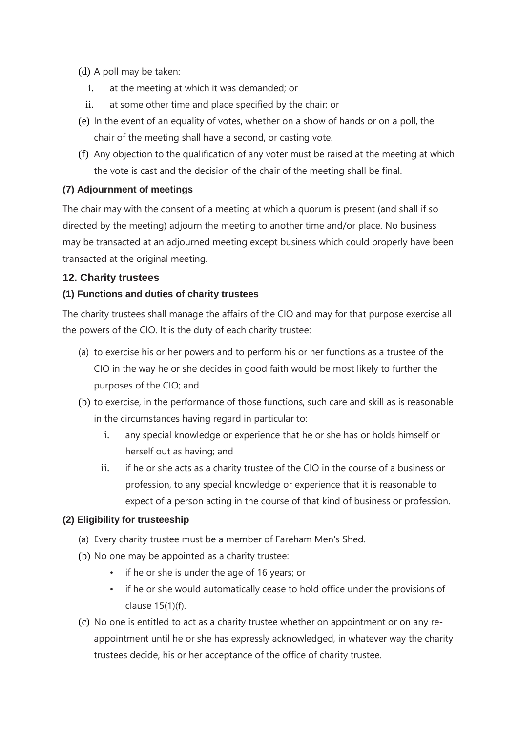(d) A poll may be taken:

   i. at the meeting at which it was demanded; or
   ii. at some other time and place specified by the chair; or

(e) In the event of an equality of votes, whether on a show of hands or on a poll, the chair of the meeting shall have a second, or casting vote.

(f) Any objection to the qualification of any voter must be raised at the meeting at which the vote is cast and the decision of the chair of the meeting shall be final.

#### (7) Adjournment of meetings

The chair may with the consent of a meeting at which a quorum is present (and shall if so directed by the meeting) adjourn the meeting to another time and/or place. No business may be transacted at an adjourned meeting except business which could properly have been transacted at the original meeting.

### 12. Charity trustees

#### (1) Functions and duties of charity trustees

The charity trustees shall manage the affairs of the CIO and may for that purpose exercise all the powers of the CIO. It is the duty of each charity trustee:

(a) to exercise his or her powers and to perform his or her functions as a trustee of the CIO in the way he or she decides in good faith would be most likely to further the purposes of the CIO; and

(b) to exercise, in the performance of those functions, such care and skill as is reasonable in the circumstances having regard in particular to:

   i. any special knowledge or experience that he or she has or holds himself or herself out as having; and
   ii. if he or she acts as a charity trustee of the CIO in the course of a business or profession, to any special knowledge or experience that it is reasonable to expect of a person acting in the course of that kind of business or profession.

#### (2) Eligibility for trusteeship

(a) Every charity trustee must be a member of Fareham Men's Shed.

(b) No one may be appointed as a charity trustee:

   - if he or she is under the age of 16 years; or
   - if he or she would automatically cease to hold office under the provisions of clause 15(1)(f).

(c) No one is entitled to act as a charity trustee whether on appointment or on any re-appointment until he or she has expressly acknowledged, in whatever way the charity trustees decide, his or her acceptance of the office of charity trustee.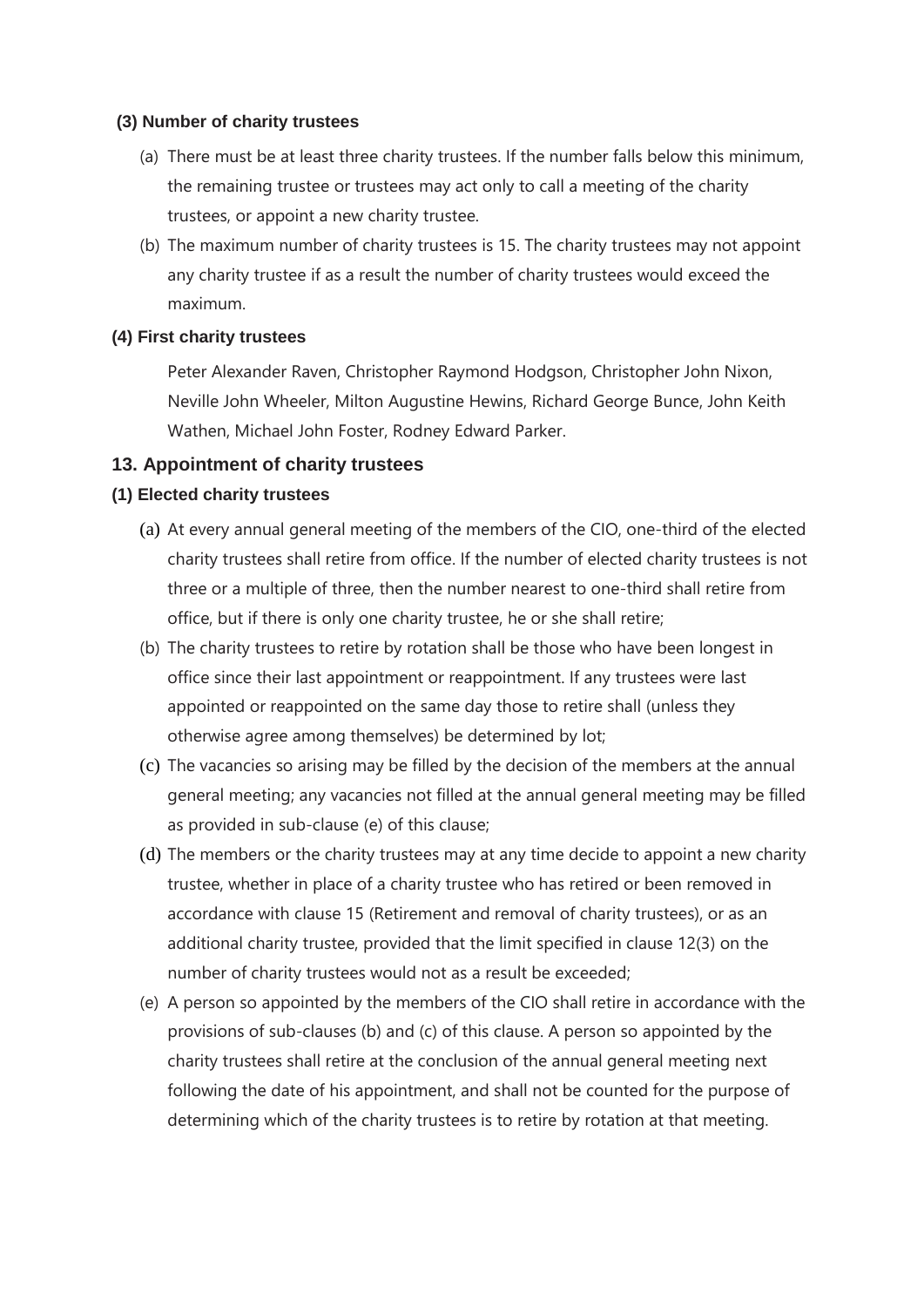#### (3) Number of charity trustees

(a) There must be at least three charity trustees. If the number falls below this minimum, the remaining trustee or trustees may act only to call a meeting of the charity trustees, or appoint a new charity trustee.

(b) The maximum number of charity trustees is 15. The charity trustees may not appoint any charity trustee if as a result the number of charity trustees would exceed the maximum.

#### (4) First charity trustees

Peter Alexander Raven, Christopher Raymond Hodgson, Christopher John Nixon, Neville John Wheeler, Milton Augustine Hewins, Richard George Bunce, John Keith Wathen, Michael John Foster, Rodney Edward Parker.

### 13. Appointment of charity trustees

#### (1) Elected charity trustees

(a) At every annual general meeting of the members of the CIO, one-third of the elected charity trustees shall retire from office. If the number of elected charity trustees is not three or a multiple of three, then the number nearest to one-third shall retire from office, but if there is only one charity trustee, he or she shall retire;

(b) The charity trustees to retire by rotation shall be those who have been longest in office since their last appointment or reappointment. If any trustees were last appointed or reappointed on the same day those to retire shall (unless they otherwise agree among themselves) be determined by lot;

(c) The vacancies so arising may be filled by the decision of the members at the annual general meeting; any vacancies not filled at the annual general meeting may be filled as provided in sub-clause (e) of this clause;

(d) The members or the charity trustees may at any time decide to appoint a new charity trustee, whether in place of a charity trustee who has retired or been removed in accordance with clause 15 (Retirement and removal of charity trustees), or as an additional charity trustee, provided that the limit specified in clause 12(3) on the number of charity trustees would not as a result be exceeded;

(e) A person so appointed by the members of the CIO shall retire in accordance with the provisions of sub-clauses (b) and (c) of this clause. A person so appointed by the charity trustees shall retire at the conclusion of the annual general meeting next following the date of his appointment, and shall not be counted for the purpose of determining which of the charity trustees is to retire by rotation at that meeting.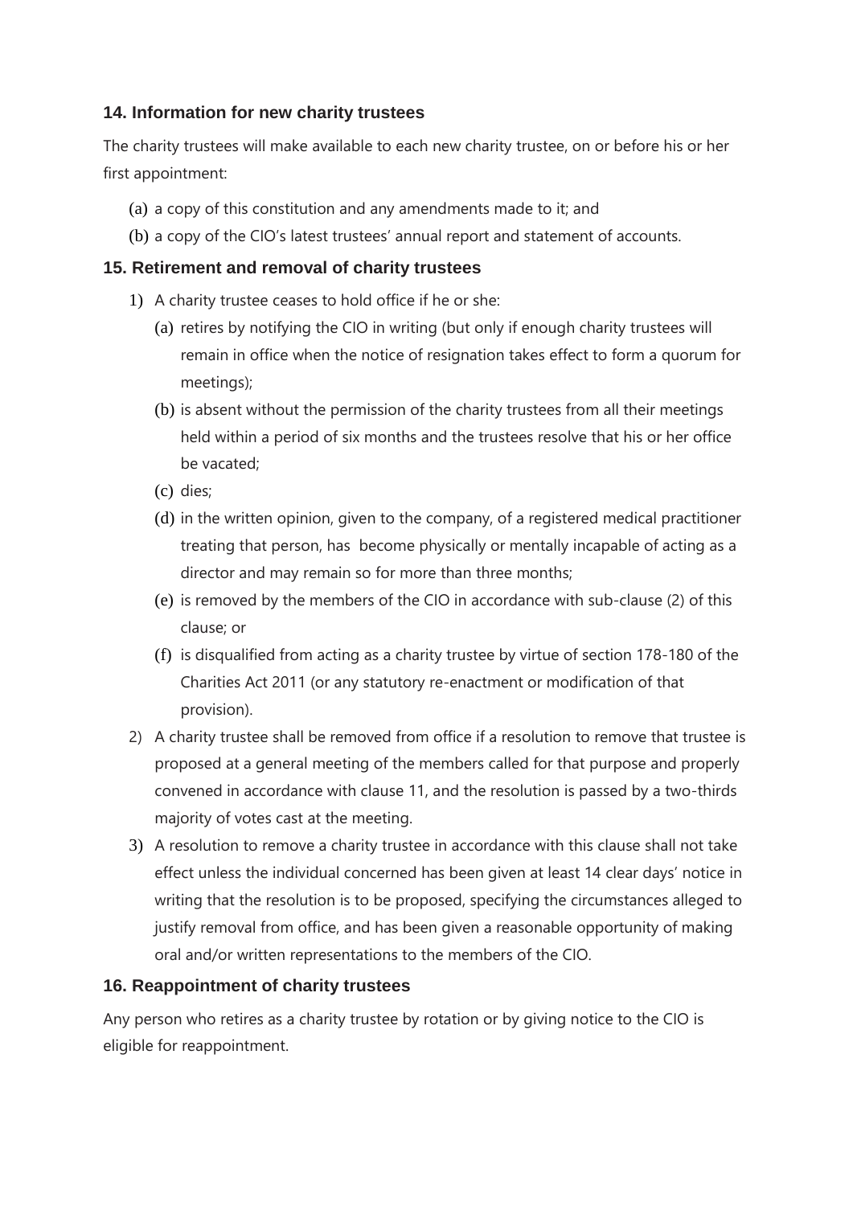## 14. Information for new charity trustees

The charity trustees will make available to each new charity trustee, on or before his or her first appointment:

(a) a copy of this constitution and any amendments made to it; and

(b) a copy of the CIO's latest trustees' annual report and statement of accounts.

## 15. Retirement and removal of charity trustees

1) A charity trustee ceases to hold office if he or she:

   (a) retires by notifying the CIO in writing (but only if enough charity trustees will remain in office when the notice of resignation takes effect to form a quorum for meetings);

   (b) is absent without the permission of the charity trustees from all their meetings held within a period of six months and the trustees resolve that his or her office be vacated;

   (c) dies;

   (d) in the written opinion, given to the company, of a registered medical practitioner treating that person, has become physically or mentally incapable of acting as a director and may remain so for more than three months;

   (e) is removed by the members of the CIO in accordance with sub-clause (2) of this clause; or

   (f) is disqualified from acting as a charity trustee by virtue of section 178-180 of the Charities Act 2011 (or any statutory re-enactment or modification of that provision).

2) A charity trustee shall be removed from office if a resolution to remove that trustee is proposed at a general meeting of the members called for that purpose and properly convened in accordance with clause 11, and the resolution is passed by a two-thirds majority of votes cast at the meeting.

3) A resolution to remove a charity trustee in accordance with this clause shall not take effect unless the individual concerned has been given at least 14 clear days' notice in writing that the resolution is to be proposed, specifying the circumstances alleged to justify removal from office, and has been given a reasonable opportunity of making oral and/or written representations to the members of the CIO.

## 16. Reappointment of charity trustees

Any person who retires as a charity trustee by rotation or by giving notice to the CIO is eligible for reappointment.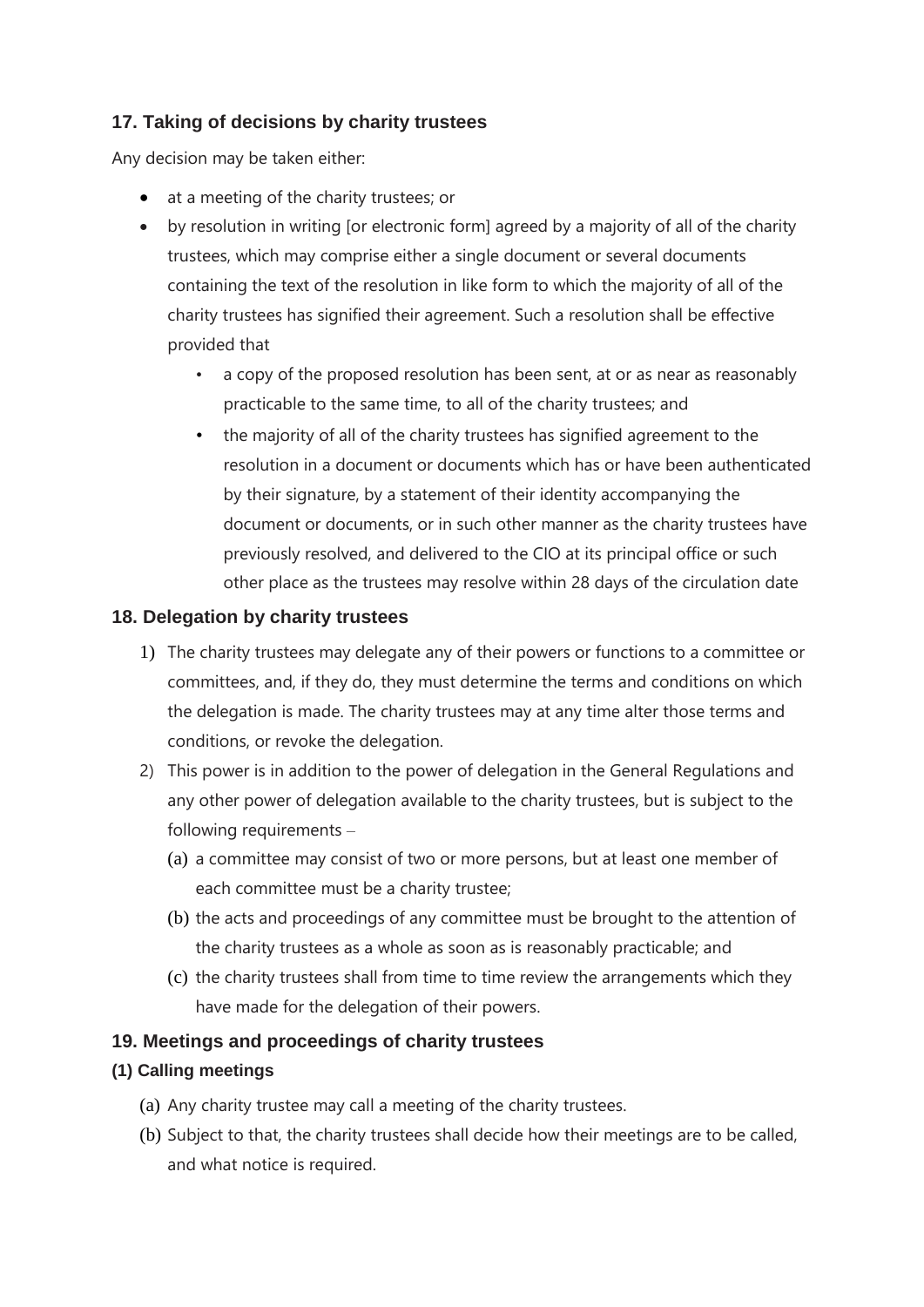## 17. Taking of decisions by charity trustees

Any decision may be taken either:

- at a meeting of the charity trustees; or
- by resolution in writing [or electronic form] agreed by a majority of all of the charity trustees, which may comprise either a single document or several documents containing the text of the resolution in like form to which the majority of all of the charity trustees has signified their agreement. Such a resolution shall be effective provided that
    - a copy of the proposed resolution has been sent, at or as near as reasonably practicable to the same time, to all of the charity trustees; and
    - the majority of all of the charity trustees has signified agreement to the resolution in a document or documents which has or have been authenticated by their signature, by a statement of their identity accompanying the document or documents, or in such other manner as the charity trustees have previously resolved, and delivered to the CIO at its principal office or such other place as the trustees may resolve within 28 days of the circulation date

## 18. Delegation by charity trustees

1) The charity trustees may delegate any of their powers or functions to a committee or committees, and, if they do, they must determine the terms and conditions on which the delegation is made. The charity trustees may at any time alter those terms and conditions, or revoke the delegation.
2) This power is in addition to the power of delegation in the General Regulations and any other power of delegation available to the charity trustees, but is subject to the following requirements –
    (a) a committee may consist of two or more persons, but at least one member of each committee must be a charity trustee;
    (b) the acts and proceedings of any committee must be brought to the attention of the charity trustees as a whole as soon as is reasonably practicable; and
    (c) the charity trustees shall from time to time review the arrangements which they have made for the delegation of their powers.

## 19. Meetings and proceedings of charity trustees

### (1) Calling meetings

(a) Any charity trustee may call a meeting of the charity trustees.

(b) Subject to that, the charity trustees shall decide how their meetings are to be called, and what notice is required.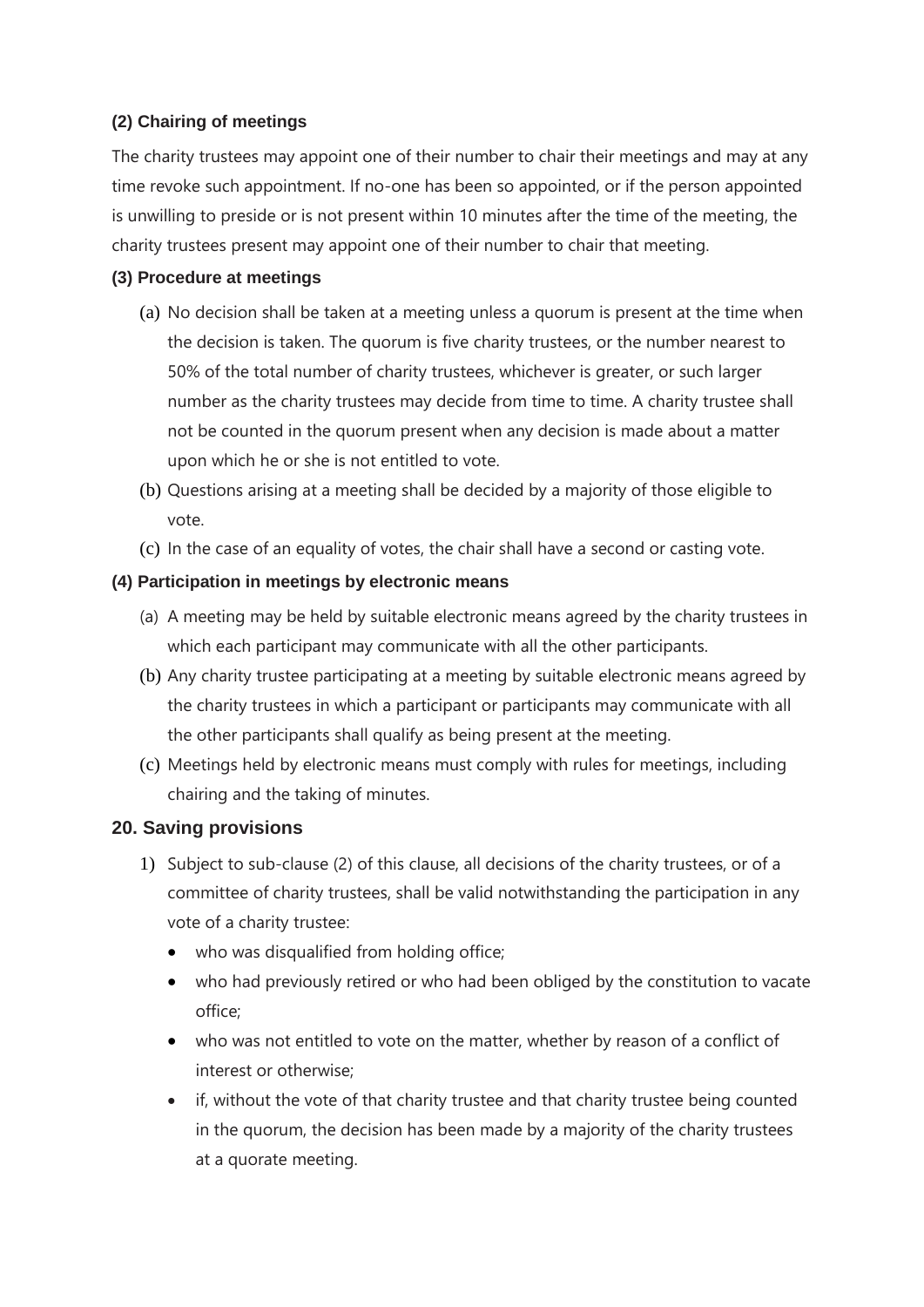### (2) Chairing of meetings

The charity trustees may appoint one of their number to chair their meetings and may at any time revoke such appointment. If no-one has been so appointed, or if the person appointed is unwilling to preside or is not present within 10 minutes after the time of the meeting, the charity trustees present may appoint one of their number to chair that meeting.

### (3) Procedure at meetings

(a) No decision shall be taken at a meeting unless a quorum is present at the time when the decision is taken. The quorum is five charity trustees, or the number nearest to 50% of the total number of charity trustees, whichever is greater, or such larger number as the charity trustees may decide from time to time. A charity trustee shall not be counted in the quorum present when any decision is made about a matter upon which he or she is not entitled to vote.

(b) Questions arising at a meeting shall be decided by a majority of those eligible to vote.

(c) In the case of an equality of votes, the chair shall have a second or casting vote.

### (4) Participation in meetings by electronic means

(a) A meeting may be held by suitable electronic means agreed by the charity trustees in which each participant may communicate with all the other participants.

(b) Any charity trustee participating at a meeting by suitable electronic means agreed by the charity trustees in which a participant or participants may communicate with all the other participants shall qualify as being present at the meeting.

(c) Meetings held by electronic means must comply with rules for meetings, including chairing and the taking of minutes.

## 20. Saving provisions

1) Subject to sub-clause (2) of this clause, all decisions of the charity trustees, or of a committee of charity trustees, shall be valid notwithstanding the participation in any vote of a charity trustee:

   - who was disqualified from holding office;
   - who had previously retired or who had been obliged by the constitution to vacate office;
   - who was not entitled to vote on the matter, whether by reason of a conflict of interest or otherwise;
   - if, without the vote of that charity trustee and that charity trustee being counted in the quorum, the decision has been made by a majority of the charity trustees at a quorate meeting.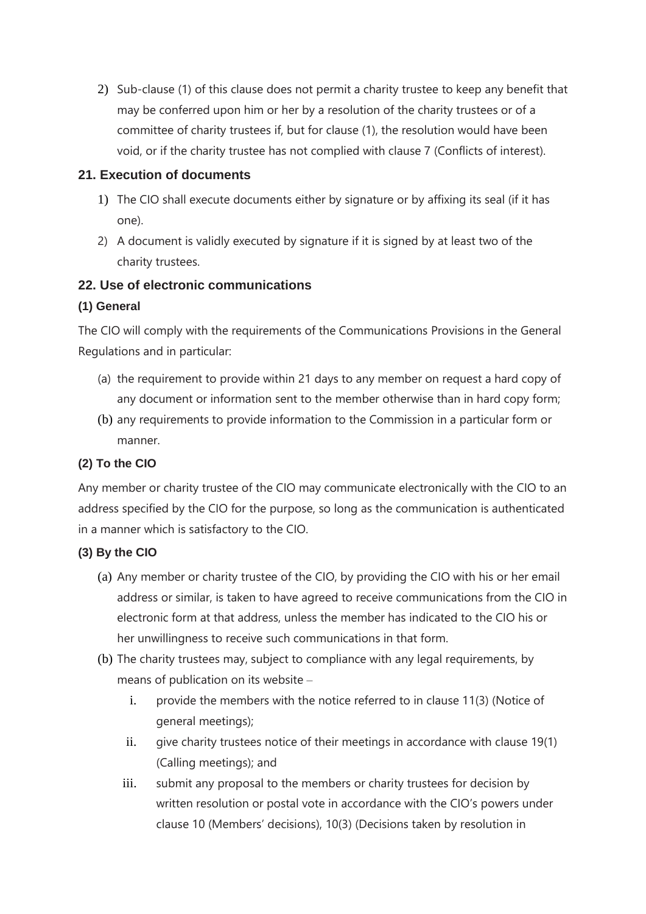2) Sub-clause (1) of this clause does not permit a charity trustee to keep any benefit that may be conferred upon him or her by a resolution of the charity trustees or of a committee of charity trustees if, but for clause (1), the resolution would have been void, or if the charity trustee has not complied with clause 7 (Conflicts of interest).

## 21. Execution of documents

1) The CIO shall execute documents either by signature or by affixing its seal (if it has one).
2) A document is validly executed by signature if it is signed by at least two of the charity trustees.

## 22. Use of electronic communications

### (1) General

The CIO will comply with the requirements of the Communications Provisions in the General Regulations and in particular:

(a) the requirement to provide within 21 days to any member on request a hard copy of any document or information sent to the member otherwise than in hard copy form;

(b) any requirements to provide information to the Commission in a particular form or manner.

### (2) To the CIO

Any member or charity trustee of the CIO may communicate electronically with the CIO to an address specified by the CIO for the purpose, so long as the communication is authenticated in a manner which is satisfactory to the CIO.

### (3) By the CIO

(a) Any member or charity trustee of the CIO, by providing the CIO with his or her email address or similar, is taken to have agreed to receive communications from the CIO in electronic form at that address, unless the member has indicated to the CIO his or her unwillingness to receive such communications in that form.

(b) The charity trustees may, subject to compliance with any legal requirements, by means of publication on its website –

  i. provide the members with the notice referred to in clause 11(3) (Notice of general meetings);
  ii. give charity trustees notice of their meetings in accordance with clause 19(1) (Calling meetings); and
  iii. submit any proposal to the members or charity trustees for decision by written resolution or postal vote in accordance with the CIO's powers under clause 10 (Members' decisions), 10(3) (Decisions taken by resolution in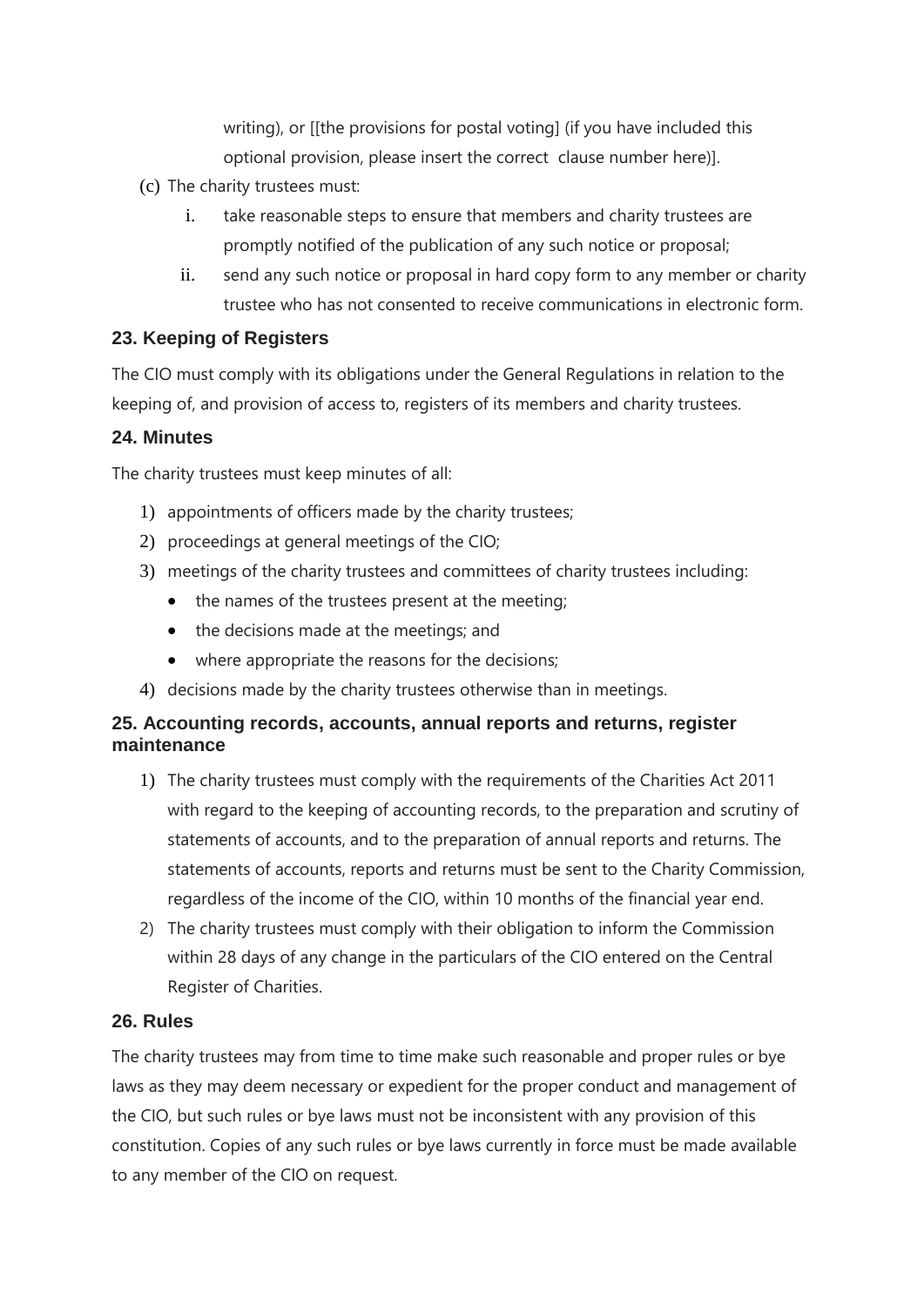writing), or [[the provisions for postal voting] (if you have included this optional provision, please insert the correct clause number here)].

(c) The charity trustees must:

   i. take reasonable steps to ensure that members and charity trustees are promptly notified of the publication of any such notice or proposal;

   ii. send any such notice or proposal in hard copy form to any member or charity trustee who has not consented to receive communications in electronic form.

### 23. Keeping of Registers

The CIO must comply with its obligations under the General Regulations in relation to the keeping of, and provision of access to, registers of its members and charity trustees.

### 24. Minutes

The charity trustees must keep minutes of all:

1) appointments of officers made by the charity trustees;
2) proceedings at general meetings of the CIO;
3) meetings of the charity trustees and committees of charity trustees including:
   - the names of the trustees present at the meeting;
   - the decisions made at the meetings; and
   - where appropriate the reasons for the decisions;
4) decisions made by the charity trustees otherwise than in meetings.

### 25. Accounting records, accounts, annual reports and returns, register maintenance

1) The charity trustees must comply with the requirements of the Charities Act 2011 with regard to the keeping of accounting records, to the preparation and scrutiny of statements of accounts, and to the preparation of annual reports and returns. The statements of accounts, reports and returns must be sent to the Charity Commission, regardless of the income of the CIO, within 10 months of the financial year end.
2) The charity trustees must comply with their obligation to inform the Commission within 28 days of any change in the particulars of the CIO entered on the Central Register of Charities.

### 26. Rules

The charity trustees may from time to time make such reasonable and proper rules or bye laws as they may deem necessary or expedient for the proper conduct and management of the CIO, but such rules or bye laws must not be inconsistent with any provision of this constitution. Copies of any such rules or bye laws currently in force must be made available to any member of the CIO on request.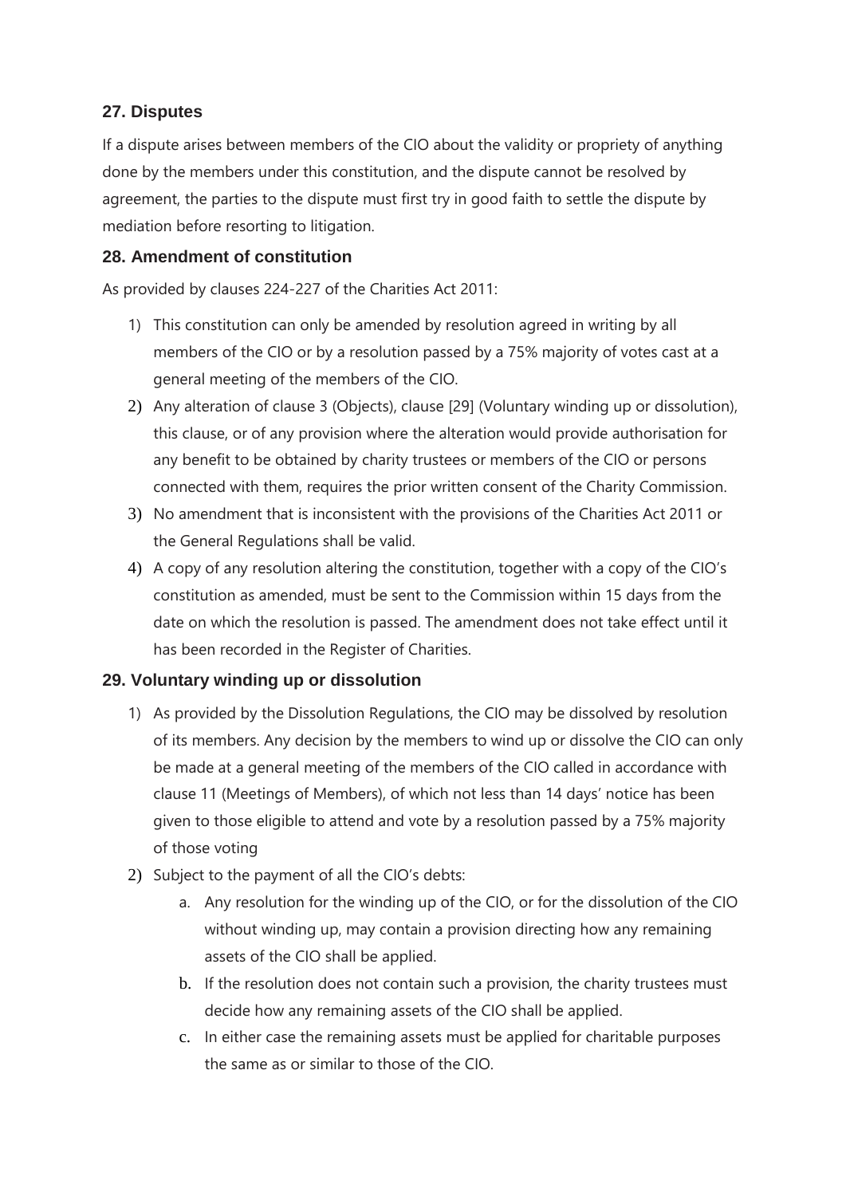## 27. Disputes

If a dispute arises between members of the CIO about the validity or propriety of anything done by the members under this constitution, and the dispute cannot be resolved by agreement, the parties to the dispute must first try in good faith to settle the dispute by mediation before resorting to litigation.

## 28. Amendment of constitution

As provided by clauses 224-227 of the Charities Act 2011:

1) This constitution can only be amended by resolution agreed in writing by all members of the CIO or by a resolution passed by a 75% majority of votes cast at a general meeting of the members of the CIO.
2) Any alteration of clause 3 (Objects), clause [29] (Voluntary winding up or dissolution), this clause, or of any provision where the alteration would provide authorisation for any benefit to be obtained by charity trustees or members of the CIO or persons connected with them, requires the prior written consent of the Charity Commission.
3) No amendment that is inconsistent with the provisions of the Charities Act 2011 or the General Regulations shall be valid.
4) A copy of any resolution altering the constitution, together with a copy of the CIO's constitution as amended, must be sent to the Commission within 15 days from the date on which the resolution is passed. The amendment does not take effect until it has been recorded in the Register of Charities.

## 29. Voluntary winding up or dissolution

1) As provided by the Dissolution Regulations, the CIO may be dissolved by resolution of its members. Any decision by the members to wind up or dissolve the CIO can only be made at a general meeting of the members of the CIO called in accordance with clause 11 (Meetings of Members), of which not less than 14 days' notice has been given to those eligible to attend and vote by a resolution passed by a 75% majority of those voting
2) Subject to the payment of all the CIO's debts:
   a. Any resolution for the winding up of the CIO, or for the dissolution of the CIO without winding up, may contain a provision directing how any remaining assets of the CIO shall be applied.
   b. If the resolution does not contain such a provision, the charity trustees must decide how any remaining assets of the CIO shall be applied.
   c. In either case the remaining assets must be applied for charitable purposes the same as or similar to those of the CIO.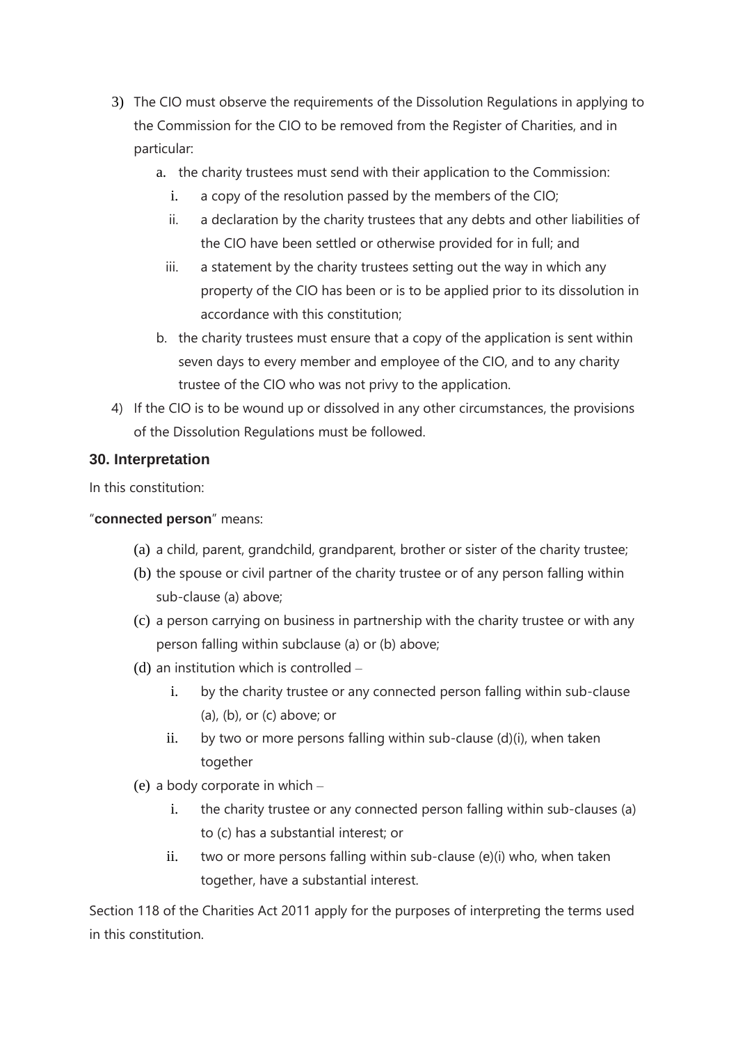3) The CIO must observe the requirements of the Dissolution Regulations in applying to the Commission for the CIO to be removed from the Register of Charities, and in particular:

   a. the charity trustees must send with their application to the Commission:

      i. a copy of the resolution passed by the members of the CIO;

      ii. a declaration by the charity trustees that any debts and other liabilities of the CIO have been settled or otherwise provided for in full; and

      iii. a statement by the charity trustees setting out the way in which any property of the CIO has been or is to be applied prior to its dissolution in accordance with this constitution;

   b. the charity trustees must ensure that a copy of the application is sent within seven days to every member and employee of the CIO, and to any charity trustee of the CIO who was not privy to the application.

4) If the CIO is to be wound up or dissolved in any other circumstances, the provisions of the Dissolution Regulations must be followed.

### 30. Interpretation

In this constitution:

"**connected person**" means:

(a) a child, parent, grandchild, grandparent, brother or sister of the charity trustee;

(b) the spouse or civil partner of the charity trustee or of any person falling within sub-clause (a) above;

(c) a person carrying on business in partnership with the charity trustee or with any person falling within subclause (a) or (b) above;

(d) an institution which is controlled –

   i. by the charity trustee or any connected person falling within sub-clause (a), (b), or (c) above; or

   ii. by two or more persons falling within sub-clause (d)(i), when taken together

(e) a body corporate in which –

   i. the charity trustee or any connected person falling within sub-clauses (a) to (c) has a substantial interest; or

   ii. two or more persons falling within sub-clause (e)(i) who, when taken together, have a substantial interest.

Section 118 of the Charities Act 2011 apply for the purposes of interpreting the terms used in this constitution.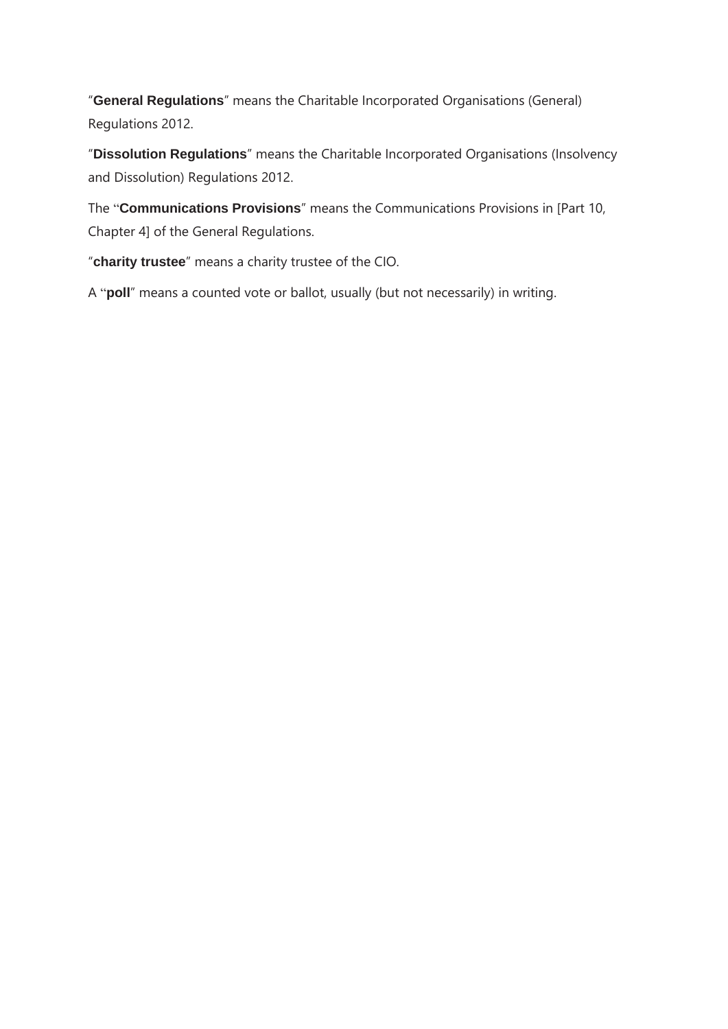"**General Regulations**" means the Charitable Incorporated Organisations (General) Regulations 2012.

"**Dissolution Regulations**" means the Charitable Incorporated Organisations (Insolvency and Dissolution) Regulations 2012.

The "**Communications Provisions**" means the Communications Provisions in [Part 10, Chapter 4] of the General Regulations.

"**charity trustee**" means a charity trustee of the CIO.

A "**poll**" means a counted vote or ballot, usually (but not necessarily) in writing.